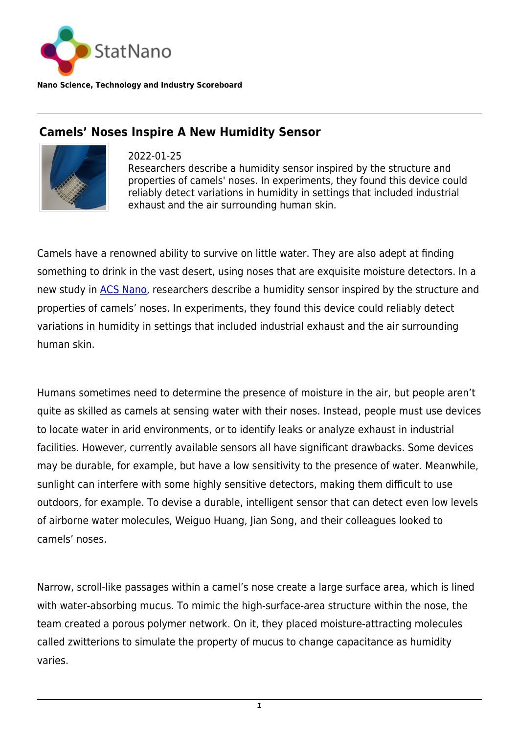StatNano

**Nano Science, Technology and Industry Scoreboard**

## Camels' Noses Inspire A New Humidity Sensor

2022-01-25

Researchers describe a humidity sensor inspired by the structure and properties of camels' noses. In experiments, they found this device could reliably detect variations in humidity in settings that included industrial exhaust and the air surrounding human skin.

Camels have a renowned ability to survive on little water. They are also adept at finding something to drink in the vast desert, using noses that are exquisite moisture detectors. In a new study in ACS Nano, researchers describe a humidity sensor inspired by the structure and properties of camels' noses. In experiments, they found this device could reliably detect variations in humidity in settings that included industrial exhaust and the air surrounding human skin.

Humans sometimes need to determine the presence of moisture in the air, but people aren't quite as skilled as camels at sensing water with their noses. Instead, people must use devices to locate water in arid environments, or to identify leaks or analyze exhaust in industrial facilities. However, currently available sensors all have significant drawbacks. Some devices may be durable, for example, but have a low sensitivity to the presence of water. Meanwhile, sunlight can interfere with some highly sensitive detectors, making them difficult to use outdoors, for example. To devise a durable, intelligent sensor that can detect even low levels of airborne water molecules, Weiguo Huang, Jian Song, and their colleagues looked to camels' noses.

Narrow, scroll-like passages within a camel's nose create a large surface area, which is lined with water-absorbing mucus. To mimic the high-surface-area structure within the nose, the team created a porous polymer network. On it, they placed moisture-attracting molecules called zwitterions to simulate the property of mucus to change capacitance as humidity varies.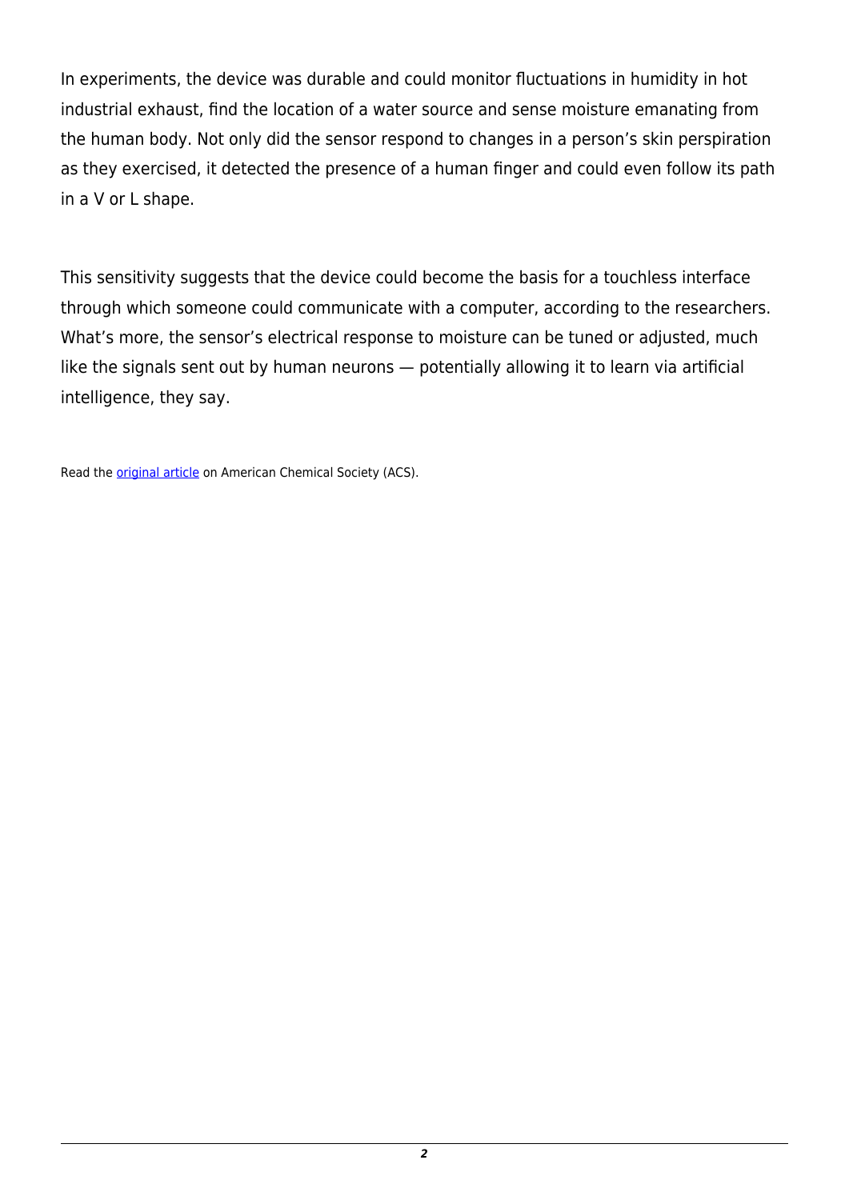In experiments, the device was durable and could monitor fluctuations in humidity in hot industrial exhaust, find the location of a water source and sense moisture emanating from the human body. Not only did the sensor respond to changes in a person's skin perspiration as they exercised, it detected the presence of a human finger and could even follow its path in a V or L shape.

This sensitivity suggests that the device could become the basis for a touchless interface through which someone could communicate with a computer, according to the researchers. What's more, the sensor's electrical response to moisture can be tuned or adjusted, much like the signals sent out by human neurons — potentially allowing it to learn via artificial intelligence, they say.

Read the original article on American Chemical Society (ACS).